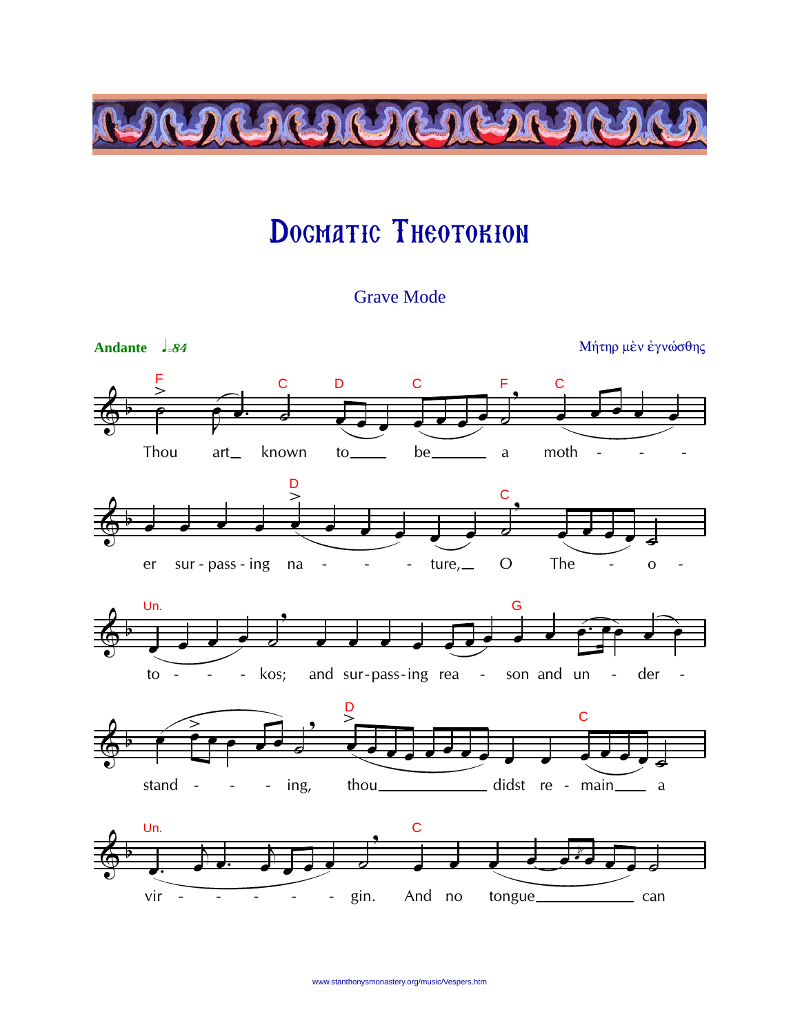# Dogmatic Theotokion

Grave Mode

**Andante** ♩=84

Μήτηρ μὲν ἐγνώσθης

Thou art known to be a moth - - - er sur - pass - ing na - - - ture, O The - o - to - - - kos; and sur - pass - ing rea - son and un - der - stand - - - ing, thou didst re - main a vir - - - - - gin. And no tongue can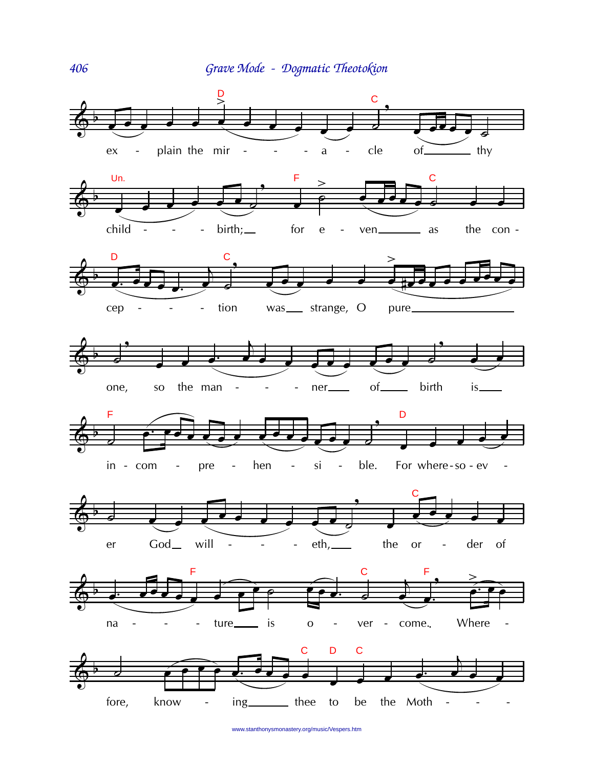ex - plain the mir - - - a - cle of thy

child - - - birth; for e - ven as the con -

cep - - - tion was strange, O pure

one, so the man - - - ner of birth is

in - com - pre - hen - si - ble. For where-so-ev -

er God will - - - eth, the or - der of

na - - - ture is o - ver - come. Where -

fore, know - ing thee to be the Moth - - -

www.stanthonysmonastery.org/music/Vespers.htm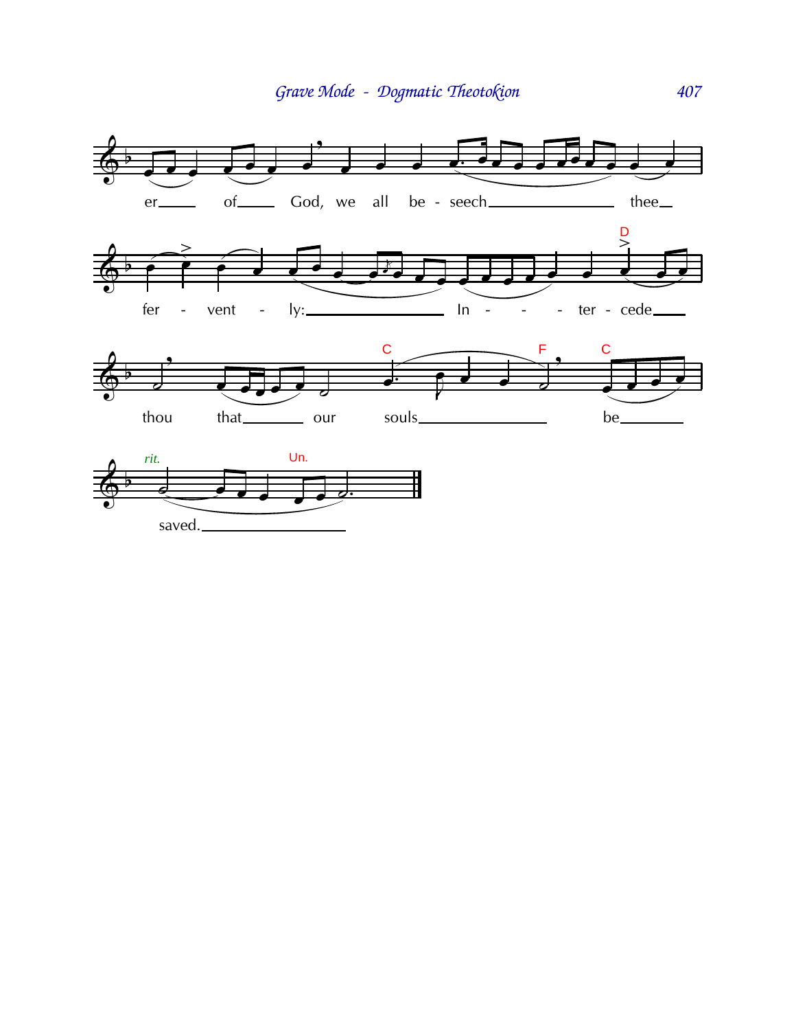er of God, we all be - seech thee

fer - vent - ly: In - - - ter - cede

thou that our souls be

saved.